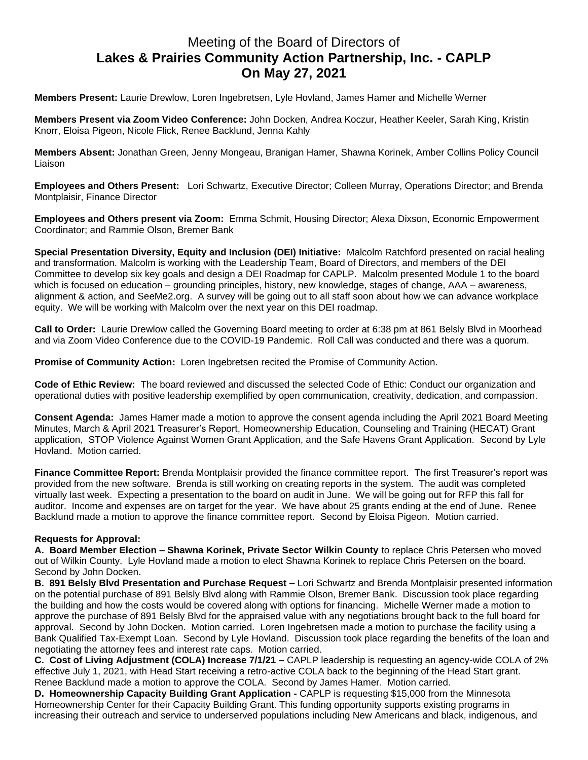# Meeting of the Board of Directors of **Lakes & Prairies Community Action Partnership, Inc. - CAPLP On May 27, 2021**

**Members Present:** Laurie Drewlow, Loren Ingebretsen, Lyle Hovland, James Hamer and Michelle Werner

**Members Present via Zoom Video Conference:** John Docken, Andrea Koczur, Heather Keeler, Sarah King, Kristin Knorr, Eloisa Pigeon, Nicole Flick, Renee Backlund, Jenna Kahly

**Members Absent:** Jonathan Green, Jenny Mongeau, Branigan Hamer, Shawna Korinek, Amber Collins Policy Council Liaison

**Employees and Others Present:** Lori Schwartz, Executive Director; Colleen Murray, Operations Director; and Brenda Montplaisir, Finance Director

**Employees and Others present via Zoom:** Emma Schmit, Housing Director; Alexa Dixson, Economic Empowerment Coordinator; and Rammie Olson, Bremer Bank

**Special Presentation Diversity, Equity and Inclusion (DEI) Initiative:** Malcolm Ratchford presented on racial healing and transformation. Malcolm is working with the Leadership Team, Board of Directors, and members of the DEI Committee to develop six key goals and design a DEI Roadmap for CAPLP. Malcolm presented Module 1 to the board which is focused on education – grounding principles, history, new knowledge, stages of change, AAA – awareness, alignment & action, and SeeMe2.org. A survey will be going out to all staff soon about how we can advance workplace equity. We will be working with Malcolm over the next year on this DEI roadmap.

**Call to Order:** Laurie Drewlow called the Governing Board meeting to order at 6:38 pm at 861 Belsly Blvd in Moorhead and via Zoom Video Conference due to the COVID-19 Pandemic. Roll Call was conducted and there was a quorum.

**Promise of Community Action:** Loren Ingebretsen recited the Promise of Community Action.

**Code of Ethic Review:** The board reviewed and discussed the selected Code of Ethic: Conduct our organization and operational duties with positive leadership exemplified by open communication, creativity, dedication, and compassion.

**Consent Agenda:** James Hamer made a motion to approve the consent agenda including the April 2021 Board Meeting Minutes, March & April 2021 Treasurer's Report, Homeownership Education, Counseling and Training (HECAT) Grant application, STOP Violence Against Women Grant Application, and the Safe Havens Grant Application. Second by Lyle Hovland. Motion carried.

**Finance Committee Report:** Brenda Montplaisir provided the finance committee report. The first Treasurer's report was provided from the new software. Brenda is still working on creating reports in the system. The audit was completed virtually last week. Expecting a presentation to the board on audit in June. We will be going out for RFP this fall for auditor. Income and expenses are on target for the year. We have about 25 grants ending at the end of June. Renee Backlund made a motion to approve the finance committee report. Second by Eloisa Pigeon. Motion carried.

**Requests for Approval:**

**A. Board Member Election – Shawna Korinek, Private Sector Wilkin County** to replace Chris Petersen who moved out of Wilkin County. Lyle Hovland made a motion to elect Shawna Korinek to replace Chris Petersen on the board. Second by John Docken.

**B. 891 Belsly Blvd Presentation and Purchase Request –** Lori Schwartz and Brenda Montplaisir presented information on the potential purchase of 891 Belsly Blvd along with Rammie Olson, Bremer Bank. Discussion took place regarding the building and how the costs would be covered along with options for financing. Michelle Werner made a motion to approve the purchase of 891 Belsly Blvd for the appraised value with any negotiations brought back to the full board for approval. Second by John Docken. Motion carried. Loren Ingebretsen made a motion to purchase the facility using a Bank Qualified Tax-Exempt Loan. Second by Lyle Hovland. Discussion took place regarding the benefits of the loan and negotiating the attorney fees and interest rate caps. Motion carried.

**C. Cost of Living Adjustment (COLA) Increase 7/1/21 –** CAPLP leadership is requesting an agency-wide COLA of 2% effective July 1, 2021, with Head Start receiving a retro-active COLA back to the beginning of the Head Start grant. Renee Backlund made a motion to approve the COLA. Second by James Hamer. Motion carried.

**D. Homeownership Capacity Building Grant Application -** CAPLP is requesting $15,000 from the Minnesota Homeownership Center for their Capacity Building Grant. This funding opportunity supports existing programs in increasing their outreach and service to underserved populations including New Americans and black, indigenous, and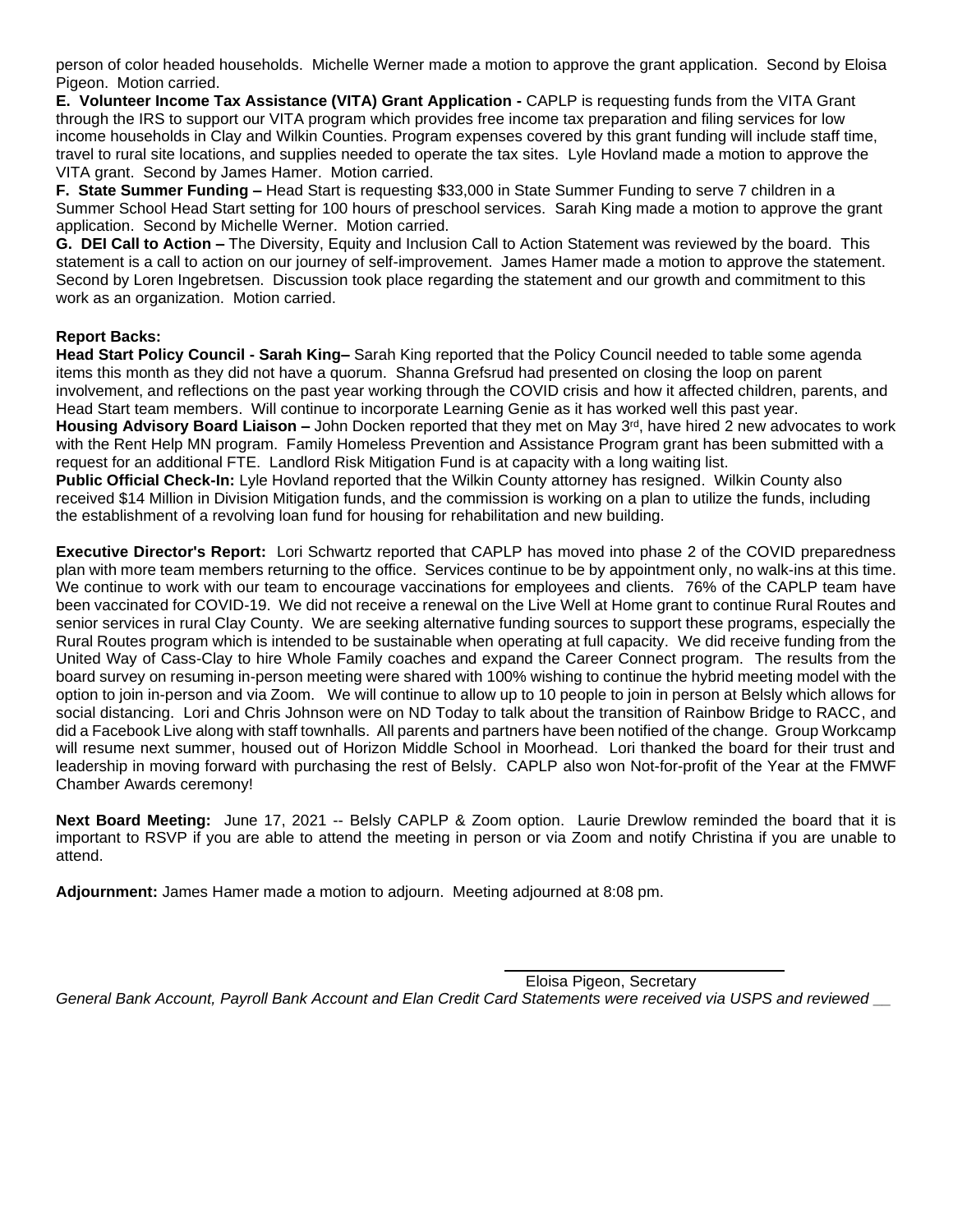person of color headed households. Michelle Werner made a motion to approve the grant application. Second by Eloisa Pigeon. Motion carried.

**E. Volunteer Income Tax Assistance (VITA) Grant Application -** CAPLP is requesting funds from the VITA Grant through the IRS to support our VITA program which provides free income tax preparation and filing services for low income households in Clay and Wilkin Counties. Program expenses covered by this grant funding will include staff time, travel to rural site locations, and supplies needed to operate the tax sites. Lyle Hovland made a motion to approve the VITA grant. Second by James Hamer. Motion carried.

**F. State Summer Funding –** Head Start is requesting $33,000 in State Summer Funding to serve 7 children in a Summer School Head Start setting for 100 hours of preschool services. Sarah King made a motion to approve the grant application. Second by Michelle Werner. Motion carried.

**G. DEI Call to Action –** The Diversity, Equity and Inclusion Call to Action Statement was reviewed by the board. This statement is a call to action on our journey of self-improvement. James Hamer made a motion to approve the statement. Second by Loren Ingebretsen. Discussion took place regarding the statement and our growth and commitment to this work as an organization. Motion carried.

**Report Backs:**

**Head Start Policy Council - Sarah King–** Sarah King reported that the Policy Council needed to table some agenda items this month as they did not have a quorum. Shanna Grefsrud had presented on closing the loop on parent involvement, and reflections on the past year working through the COVID crisis and how it affected children, parents, and Head Start team members. Will continue to incorporate Learning Genie as it has worked well this past year.

**Housing Advisory Board Liaison –** John Docken reported that they met on May 3rd, have hired 2 new advocates to work with the Rent Help MN program. Family Homeless Prevention and Assistance Program grant has been submitted with a request for an additional FTE. Landlord Risk Mitigation Fund is at capacity with a long waiting list.

**Public Official Check-In:** Lyle Hovland reported that the Wilkin County attorney has resigned. Wilkin County also received $14 Million in Division Mitigation funds, and the commission is working on a plan to utilize the funds, including the establishment of a revolving loan fund for housing for rehabilitation and new building.

**Executive Director's Report:** Lori Schwartz reported that CAPLP has moved into phase 2 of the COVID preparedness plan with more team members returning to the office. Services continue to be by appointment only, no walk-ins at this time. We continue to work with our team to encourage vaccinations for employees and clients. 76% of the CAPLP team have been vaccinated for COVID-19. We did not receive a renewal on the Live Well at Home grant to continue Rural Routes and senior services in rural Clay County. We are seeking alternative funding sources to support these programs, especially the Rural Routes program which is intended to be sustainable when operating at full capacity. We did receive funding from the United Way of Cass-Clay to hire Whole Family coaches and expand the Career Connect program. The results from the board survey on resuming in-person meeting were shared with 100% wishing to continue the hybrid meeting model with the option to join in-person and via Zoom. We will continue to allow up to 10 people to join in person at Belsly which allows for social distancing. Lori and Chris Johnson were on ND Today to talk about the transition of Rainbow Bridge to RACC, and did a Facebook Live along with staff townhalls. All parents and partners have been notified of the change. Group Workcamp will resume next summer, housed out of Horizon Middle School in Moorhead. Lori thanked the board for their trust and leadership in moving forward with purchasing the rest of Belsly. CAPLP also won Not-for-profit of the Year at the FMWF Chamber Awards ceremony!

**Next Board Meeting:** June 17, 2021 -- Belsly CAPLP & Zoom option. Laurie Drewlow reminded the board that it is important to RSVP if you are able to attend the meeting in person or via Zoom and notify Christina if you are unable to attend.

**Adjournment:** James Hamer made a motion to adjourn. Meeting adjourned at 8:08 pm.

\_\_\_\_\_\_\_\_\_\_\_\_\_\_\_\_\_\_\_\_\_\_\_\_\_\_\_\_\_\_

Eloisa Pigeon, Secretary

*General Bank Account, Payroll Bank Account and Elan Credit Card Statements were received via USPS and reviewed \_\_*